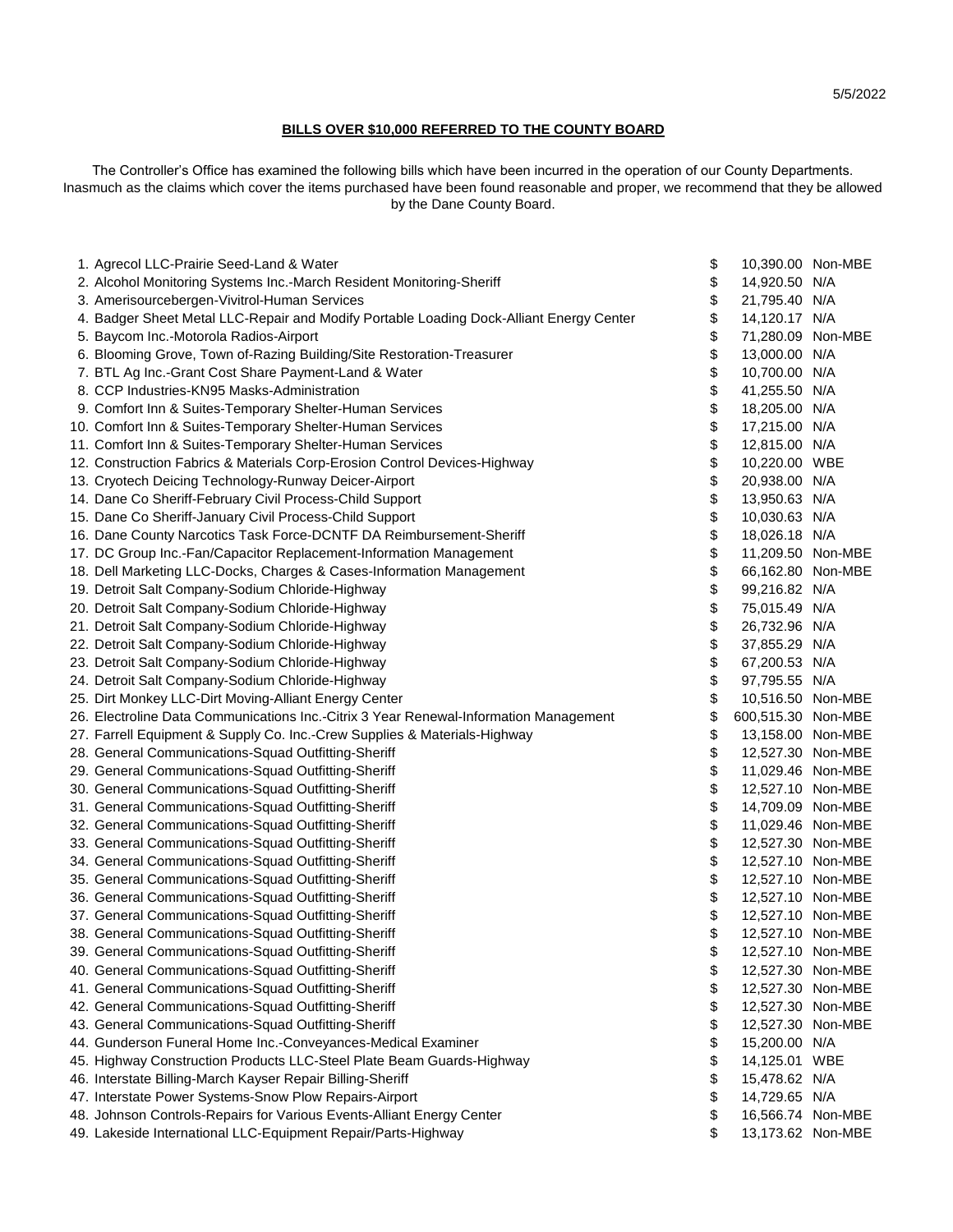5/5/2022

**BILLS OVER $10,000 REFERRED TO THE COUNTY BOARD**

The Controller's Office has examined the following bills which have been incurred in the operation of our County Departments. Inasmuch as the claims which cover the items purchased have been found reasonable and proper, we recommend that they be allowed by the Dane County Board.

| # | Description | | Amount | Status |
|---|---|---|---|---|
| 1. | Agrecol LLC-Prairie Seed-Land & Water | $ | 10,390.00 | Non-MBE |
| 2. | Alcohol Monitoring Systems Inc.-March Resident Monitoring-Sheriff | $ | 14,920.50 | N/A |
| 3. | Amerisourcebergen-Vivitrol-Human Services | $ | 21,795.40 | N/A |
| 4. | Badger Sheet Metal LLC-Repair and Modify Portable Loading Dock-Alliant Energy Center | $ | 14,120.17 | N/A |
| 5. | Baycom Inc.-Motorola Radios-Airport | $ | 71,280.09 | Non-MBE |
| 6. | Blooming Grove, Town of-Razing Building/Site Restoration-Treasurer | $ | 13,000.00 | N/A |
| 7. | BTL Ag Inc.-Grant Cost Share Payment-Land & Water | $ | 10,700.00 | N/A |
| 8. | CCP Industries-KN95 Masks-Administration | $ | 41,255.50 | N/A |
| 9. | Comfort Inn & Suites-Temporary Shelter-Human Services | $ | 18,205.00 | N/A |
| 10. | Comfort Inn & Suites-Temporary Shelter-Human Services | $ | 17,215.00 | N/A |
| 11. | Comfort Inn & Suites-Temporary Shelter-Human Services | $ | 12,815.00 | N/A |
| 12. | Construction Fabrics & Materials Corp-Erosion Control Devices-Highway | $ | 10,220.00 | WBE |
| 13. | Cryotech Deicing Technology-Runway Deicer-Airport | $ | 20,938.00 | N/A |
| 14. | Dane Co Sheriff-February Civil Process-Child Support | $ | 13,950.63 | N/A |
| 15. | Dane Co Sheriff-January Civil Process-Child Support | $ | 10,030.63 | N/A |
| 16. | Dane County Narcotics Task Force-DCNTF DA Reimbursement-Sheriff | $ | 18,026.18 | N/A |
| 17. | DC Group Inc.-Fan/Capacitor Replacement-Information Management | $ | 11,209.50 | Non-MBE |
| 18. | Dell Marketing LLC-Docks, Charges & Cases-Information Management | $ | 66,162.80 | Non-MBE |
| 19. | Detroit Salt Company-Sodium Chloride-Highway | $ | 99,216.82 | N/A |
| 20. | Detroit Salt Company-Sodium Chloride-Highway | $ | 75,015.49 | N/A |
| 21. | Detroit Salt Company-Sodium Chloride-Highway | $ | 26,732.96 | N/A |
| 22. | Detroit Salt Company-Sodium Chloride-Highway | $ | 37,855.29 | N/A |
| 23. | Detroit Salt Company-Sodium Chloride-Highway | $ | 67,200.53 | N/A |
| 24. | Detroit Salt Company-Sodium Chloride-Highway | $ | 97,795.55 | N/A |
| 25. | Dirt Monkey LLC-Dirt Moving-Alliant Energy Center | $ | 10,516.50 | Non-MBE |
| 26. | Electroline Data Communications Inc.-Citrix 3 Year Renewal-Information Management | $ | 600,515.30 | Non-MBE |
| 27. | Farrell Equipment & Supply Co. Inc.-Crew Supplies & Materials-Highway | $ | 13,158.00 | Non-MBE |
| 28. | General Communications-Squad Outfitting-Sheriff | $ | 12,527.30 | Non-MBE |
| 29. | General Communications-Squad Outfitting-Sheriff | $ | 11,029.46 | Non-MBE |
| 30. | General Communications-Squad Outfitting-Sheriff | $ | 12,527.10 | Non-MBE |
| 31. | General Communications-Squad Outfitting-Sheriff | $ | 14,709.09 | Non-MBE |
| 32. | General Communications-Squad Outfitting-Sheriff | $ | 11,029.46 | Non-MBE |
| 33. | General Communications-Squad Outfitting-Sheriff | $ | 12,527.30 | Non-MBE |
| 34. | General Communications-Squad Outfitting-Sheriff | $ | 12,527.10 | Non-MBE |
| 35. | General Communications-Squad Outfitting-Sheriff | $ | 12,527.10 | Non-MBE |
| 36. | General Communications-Squad Outfitting-Sheriff | $ | 12,527.10 | Non-MBE |
| 37. | General Communications-Squad Outfitting-Sheriff | $ | 12,527.10 | Non-MBE |
| 38. | General Communications-Squad Outfitting-Sheriff | $ | 12,527.10 | Non-MBE |
| 39. | General Communications-Squad Outfitting-Sheriff | $ | 12,527.10 | Non-MBE |
| 40. | General Communications-Squad Outfitting-Sheriff | $ | 12,527.30 | Non-MBE |
| 41. | General Communications-Squad Outfitting-Sheriff | $ | 12,527.30 | Non-MBE |
| 42. | General Communications-Squad Outfitting-Sheriff | $ | 12,527.30 | Non-MBE |
| 43. | General Communications-Squad Outfitting-Sheriff | $ | 12,527.30 | Non-MBE |
| 44. | Gunderson Funeral Home Inc.-Conveyances-Medical Examiner | $ | 15,200.00 | N/A |
| 45. | Highway Construction Products LLC-Steel Plate Beam Guards-Highway | $ | 14,125.01 | WBE |
| 46. | Interstate Billing-March Kayser Repair Billing-Sheriff | $ | 15,478.62 | N/A |
| 47. | Interstate Power Systems-Snow Plow Repairs-Airport | $ | 14,729.65 | N/A |
| 48. | Johnson Controls-Repairs for Various Events-Alliant Energy Center | $ | 16,566.74 | Non-MBE |
| 49. | Lakeside International LLC-Equipment Repair/Parts-Highway | $ | 13,173.62 | Non-MBE |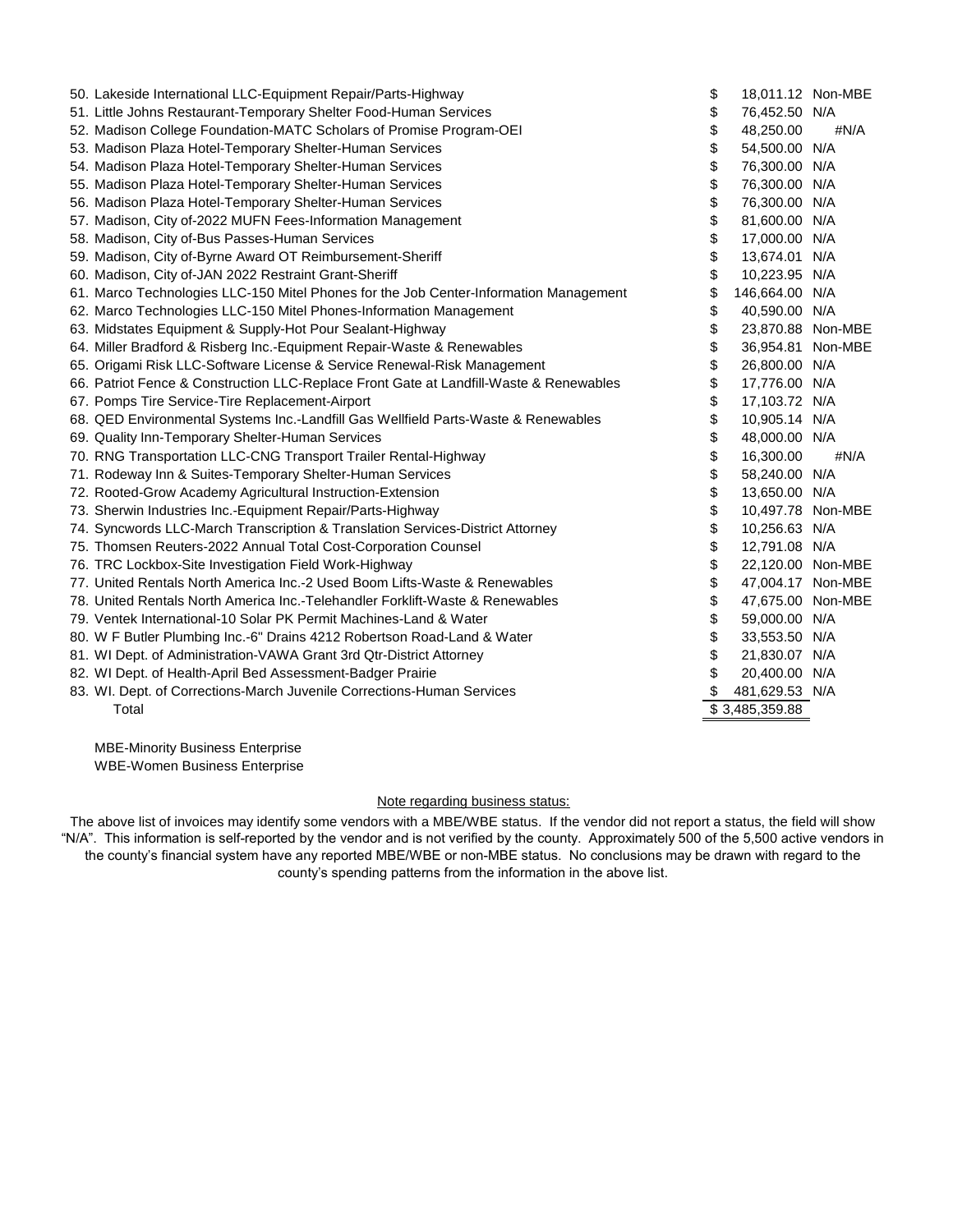| | | | |
|---|---|---|---|
| 50. Lakeside International LLC-Equipment Repair/Parts-Highway | $ | 18,011.12 | Non-MBE |
| 51. Little Johns Restaurant-Temporary Shelter Food-Human Services | $ | 76,452.50 | N/A |
| 52. Madison College Foundation-MATC Scholars of Promise Program-OEI | $ | 48,250.00 | #N/A |
| 53. Madison Plaza Hotel-Temporary Shelter-Human Services | $ | 54,500.00 | N/A |
| 54. Madison Plaza Hotel-Temporary Shelter-Human Services | $ | 76,300.00 | N/A |
| 55. Madison Plaza Hotel-Temporary Shelter-Human Services | $ | 76,300.00 | N/A |
| 56. Madison Plaza Hotel-Temporary Shelter-Human Services | $ | 76,300.00 | N/A |
| 57. Madison, City of-2022 MUFN Fees-Information Management | $ | 81,600.00 | N/A |
| 58. Madison, City of-Bus Passes-Human Services | $ | 17,000.00 | N/A |
| 59. Madison, City of-Byrne Award OT Reimbursement-Sheriff | $ | 13,674.01 | N/A |
| 60. Madison, City of-JAN 2022 Restraint Grant-Sheriff | $ | 10,223.95 | N/A |
| 61. Marco Technologies LLC-150 Mitel Phones for the Job Center-Information Management | $ | 146,664.00 | N/A |
| 62. Marco Technologies LLC-150 Mitel Phones-Information Management | $ | 40,590.00 | N/A |
| 63. Midstates Equipment & Supply-Hot Pour Sealant-Highway | $ | 23,870.88 | Non-MBE |
| 64. Miller Bradford & Risberg Inc.-Equipment Repair-Waste & Renewables | $ | 36,954.81 | Non-MBE |
| 65. Origami Risk LLC-Software License & Service Renewal-Risk Management | $ | 26,800.00 | N/A |
| 66. Patriot Fence & Construction LLC-Replace Front Gate at Landfill-Waste & Renewables | $ | 17,776.00 | N/A |
| 67. Pomps Tire Service-Tire Replacement-Airport | $ | 17,103.72 | N/A |
| 68. QED Environmental Systems Inc.-Landfill Gas Wellfield Parts-Waste & Renewables | $ | 10,905.14 | N/A |
| 69. Quality Inn-Temporary Shelter-Human Services | $ | 48,000.00 | N/A |
| 70. RNG Transportation LLC-CNG Transport Trailer Rental-Highway | $ | 16,300.00 | #N/A |
| 71. Rodeway Inn & Suites-Temporary Shelter-Human Services | $ | 58,240.00 | N/A |
| 72. Rooted-Grow Academy Agricultural Instruction-Extension | $ | 13,650.00 | N/A |
| 73. Sherwin Industries Inc.-Equipment Repair/Parts-Highway | $ | 10,497.78 | Non-MBE |
| 74. Syncwords LLC-March Transcription & Translation Services-District Attorney | $ | 10,256.63 | N/A |
| 75. Thomsen Reuters-2022 Annual Total Cost-Corporation Counsel | $ | 12,791.08 | N/A |
| 76. TRC Lockbox-Site Investigation Field Work-Highway | $ | 22,120.00 | Non-MBE |
| 77. United Rentals North America Inc.-2 Used Boom Lifts-Waste & Renewables | $ | 47,004.17 | Non-MBE |
| 78. United Rentals North America Inc.-Telehandler Forklift-Waste & Renewables | $ | 47,675.00 | Non-MBE |
| 79. Ventek International-10 Solar PK Permit Machines-Land & Water | $ | 59,000.00 | N/A |
| 80. W F Butler Plumbing Inc.-6" Drains 4212 Robertson Road-Land & Water | $ | 33,553.50 | N/A |
| 81. WI Dept. of Administration-VAWA Grant 3rd Qtr-District Attorney | $ | 21,830.07 | N/A |
| 82. WI Dept. of Health-April Bed Assessment-Badger Prairie | $ | 20,400.00 | N/A |
| 83. WI. Dept. of Corrections-March Juvenile Corrections-Human Services | $ | 481,629.53 | N/A |
| Total | | $ 3,485,359.88 | |

MBE-Minority Business Enterprise
WBE-Women Business Enterprise

Note regarding business status:

The above list of invoices may identify some vendors with a MBE/WBE status. If the vendor did not report a status, the field will show "N/A". This information is self-reported by the vendor and is not verified by the county. Approximately 500 of the 5,500 active vendors in the county's financial system have any reported MBE/WBE or non-MBE status. No conclusions may be drawn with regard to the county's spending patterns from the information in the above list.